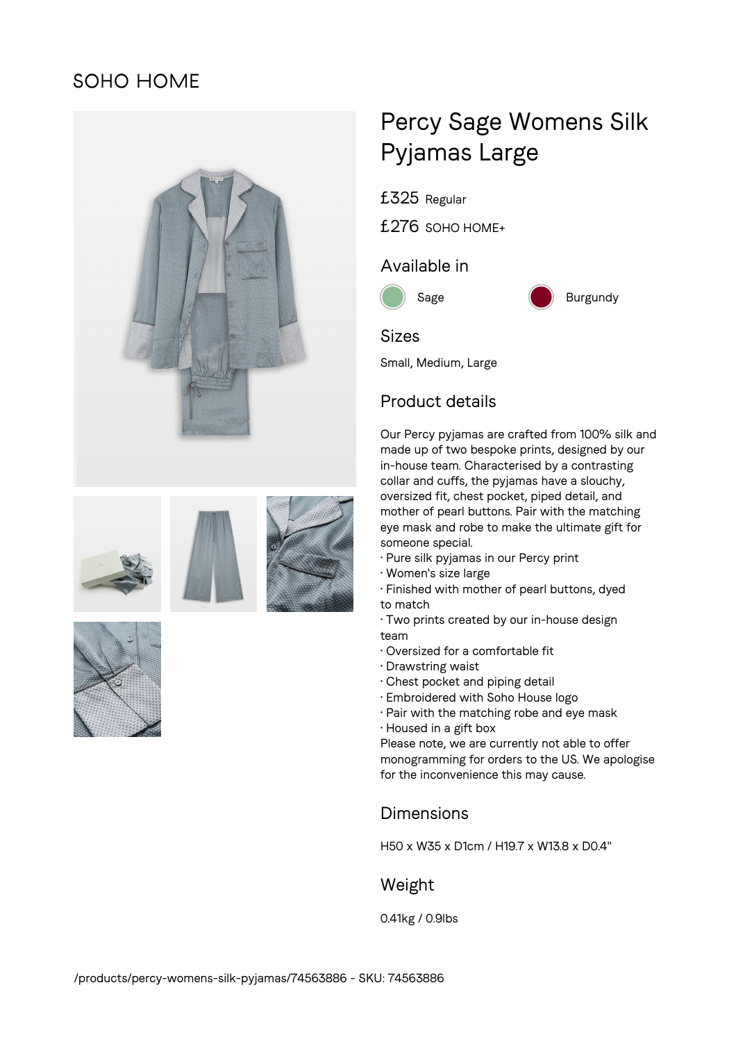SOHO HOME

# Percy Sage Womens Silk Pyjamas Large

£325 Regular

£276 SOHO HOME+

## Available in

Sage

Burgundy

## Sizes

Small, Medium, Large

## Product details

Our Percy pyjamas are crafted from 100% silk and made up of two bespoke prints, designed by our in-house team. Characterised by a contrasting collar and cuffs, the pyjamas have a slouchy, oversized fit, chest pocket, piped detail, and mother of pearl buttons. Pair with the matching eye mask and robe to make the ultimate gift for someone special.

· Pure silk pyjamas in our Percy print
· Women's size large
· Finished with mother of pearl buttons, dyed to match
· Two prints created by our in-house design team
· Oversized for a comfortable fit
· Drawstring waist
· Chest pocket and piping detail
· Embroidered with Soho House logo
· Pair with the matching robe and eye mask
· Housed in a gift box

Please note, we are currently not able to offer monogramming for orders to the US. We apologise for the inconvenience this may cause.

## Dimensions

H50 x W35 x D1cm / H19.7 x W13.8 x D0.4"

## Weight

0.41kg / 0.9lbs

/products/percy-womens-silk-pyjamas/74563886 - SKU: 74563886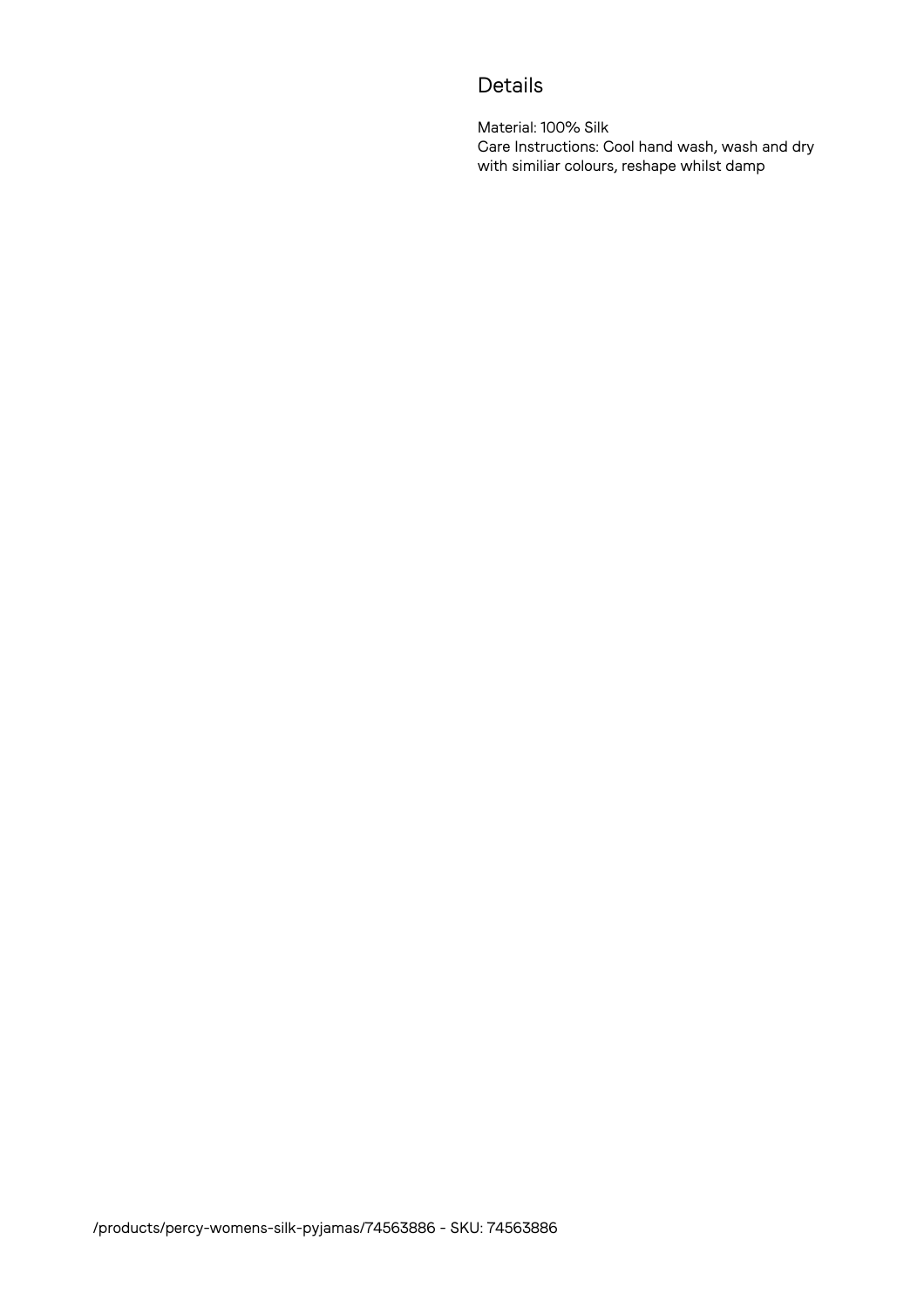## Details

Material: 100% Silk
Care Instructions: Cool hand wash, wash and dry with similiar colours, reshape whilst damp

/products/percy-womens-silk-pyjamas/74563886 - SKU: 74563886